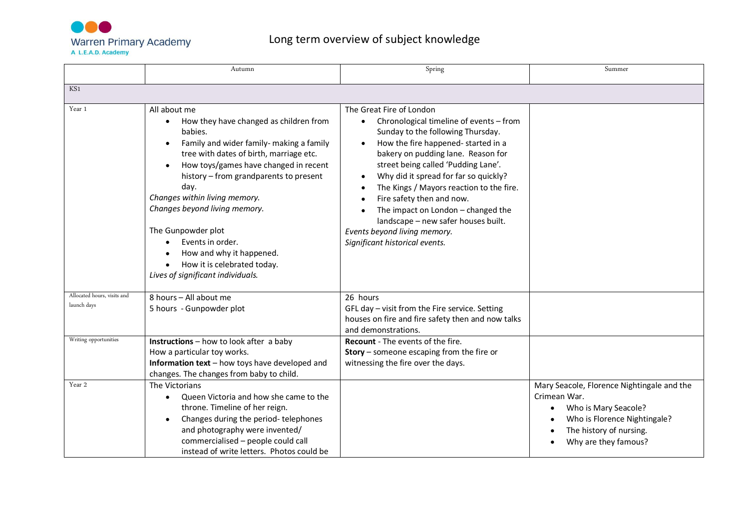Warren Primary Academy
A L.E.A.D. Academy

# Long term overview of subject knowledge

| | Autumn | Spring | Summer |
|---|---|---|---|
| KS1 | | | |
| Year 1 | All about me<br>• How they have changed as children from babies.<br>• Family and wider family- making a family tree with dates of birth, marriage etc.<br>• How toys/games have changed in recent history – from grandparents to present day.<br>*Changes within living memory.*<br>*Changes beyond living memory.*<br><br>The Gunpowder plot<br>• Events in order.<br>• How and why it happened.<br>• How it is celebrated today.<br>*Lives of significant individuals.* | The Great Fire of London<br>• Chronological timeline of events – from Sunday to the following Thursday.<br>• How the fire happened- started in a bakery on pudding lane. Reason for street being called 'Pudding Lane'.<br>• Why did it spread for far so quickly?<br>• The Kings / Mayors reaction to the fire.<br>• Fire safety then and now.<br>• The impact on London – changed the landscape – new safer houses built.<br>*Events beyond living memory.*<br>*Significant historical events.* | |
| Allocated hours, visits and launch days | 8 hours – All about me<br>5 hours - Gunpowder plot | 26 hours<br>GFL day – visit from the Fire service. Setting houses on fire and fire safety then and now talks and demonstrations. | |
| Writing opportunities | **Instructions** – how to look after a baby<br>How a particular toy works.<br>**Information text** – how toys have developed and changes. The changes from baby to child. | **Recount** - The events of the fire.<br>**Story** – someone escaping from the fire or witnessing the fire over the days. | |
| Year 2 | The Victorians<br>• Queen Victoria and how she came to the throne. Timeline of her reign.<br>• Changes during the period- telephones and photography were invented/ commercialised – people could call instead of write letters. Photos could be | | Mary Seacole, Florence Nightingale and the Crimean War.<br>• Who is Mary Seacole?<br>• Who is Florence Nightingale?<br>• The history of nursing.<br>• Why are they famous? |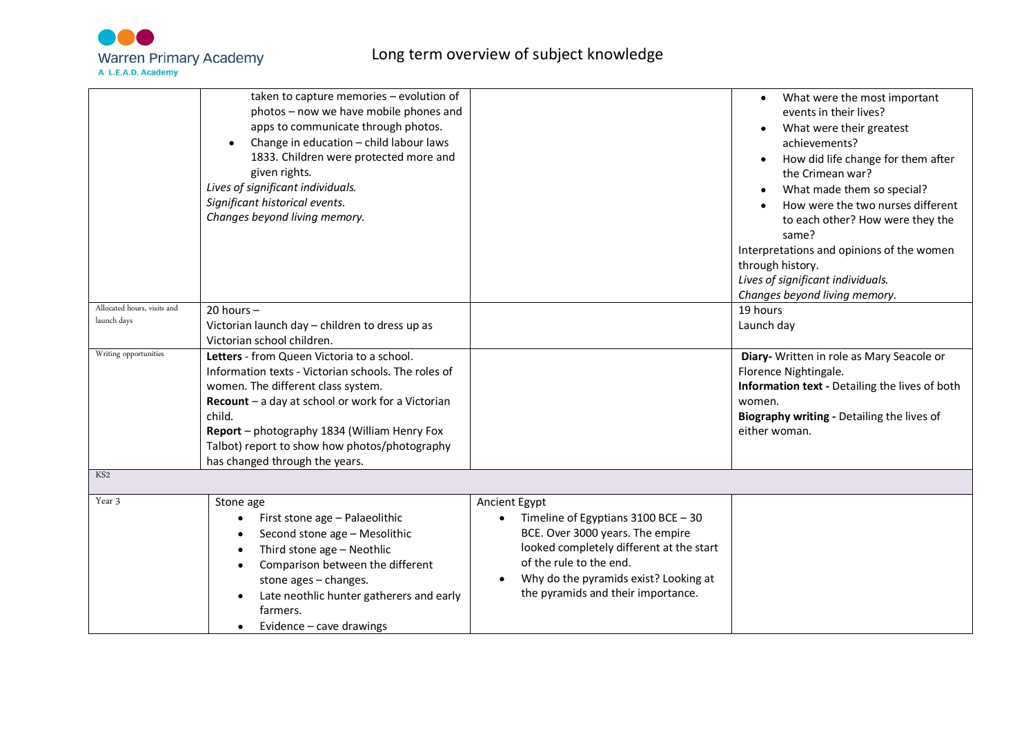# Long term overview of subject knowledge

| | | | |
|---|---|---|---|
| | taken to capture memories – evolution of photos – now we have mobile phones and apps to communicate through photos.<br>• Change in education – child labour laws 1833. Children were protected more and given rights.<br>*Lives of significant individuals.*<br>*Significant historical events.*<br>*Changes beyond living memory.* | | • What were the most important events in their lives?<br>• What were their greatest achievements?<br>• How did life change for them after the Crimean war?<br>• What made them so special?<br>• How were the two nurses different to each other? How were they the same?<br>Interpretations and opinions of the women through history.<br>*Lives of significant individuals.*<br>*Changes beyond living memory.* |
| Allocated hours, visits and launch days | 20 hours –<br>Victorian launch day – children to dress up as Victorian school children. | | 19 hours<br>Launch day |
| Writing opportunities | **Letters** - from Queen Victoria to a school.<br>Information texts - Victorian schools. The roles of women. The different class system.<br>**Recount** – a day at school or work for a Victorian child.<br>**Report** – photography 1834 (William Henry Fox Talbot) report to show how photos/photography has changed through the years. | | **Diary-** Written in role as Mary Seacole or Florence Nightingale.<br>**Information text -** Detailing the lives of both women.<br>**Biography writing -** Detailing the lives of either woman. |
| KS2 | | | |
| Year 3 | Stone age<br>• First stone age – Palaeolithic<br>• Second stone age – Mesolithic<br>• Third stone age – Neothlic<br>• Comparison between the different stone ages – changes.<br>• Late neothlic hunter gatherers and early farmers.<br>• Evidence – cave drawings | Ancient Egypt<br>• Timeline of Egyptians 3100 BCE – 30 BCE. Over 3000 years. The empire looked completely different at the start of the rule to the end.<br>• Why do the pyramids exist? Looking at the pyramids and their importance. | |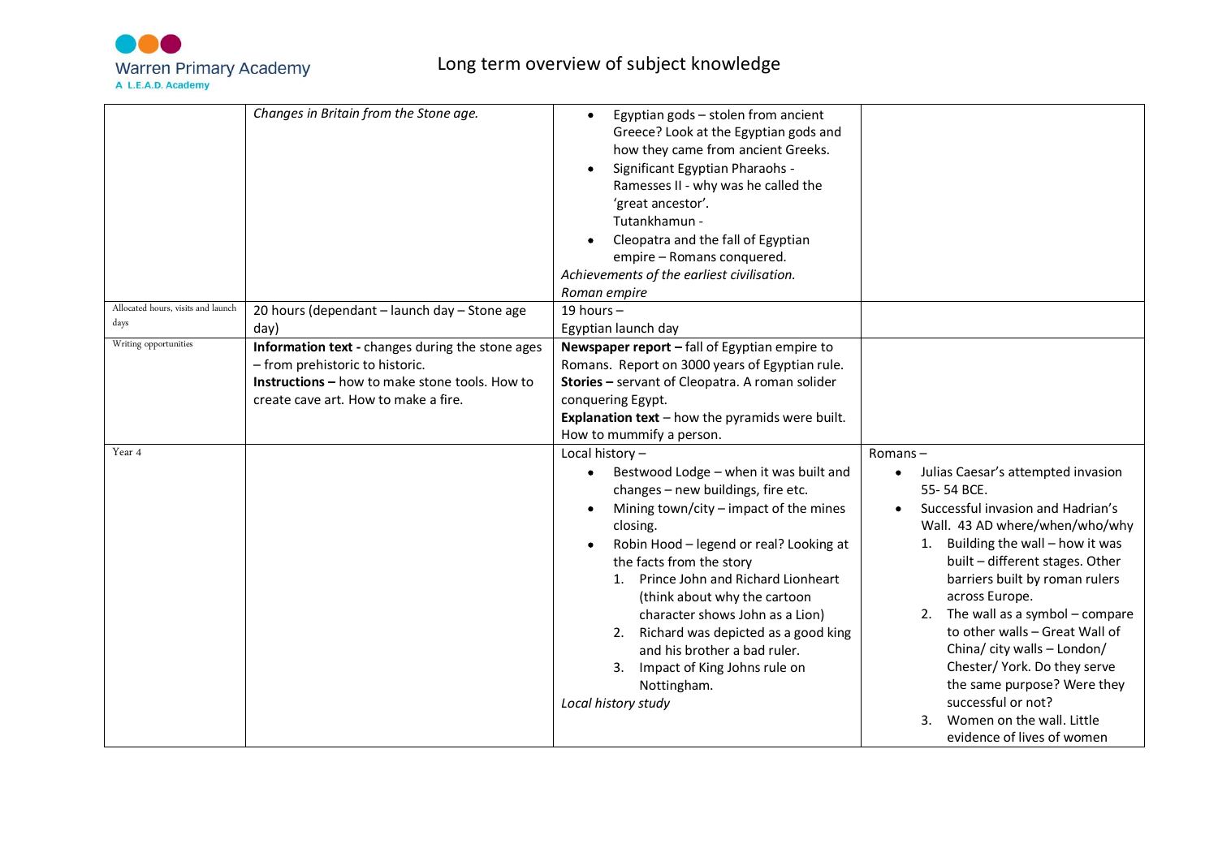Warren Primary Academy

A L.E.A.D. Academy

# Long term overview of subject knowledge

| | | | |
|---|---|---|---|
| | *Changes in Britain from the Stone age.* | • Egyptian gods – stolen from ancient Greece? Look at the Egyptian gods and how they came from ancient Greeks.<br>• Significant Egyptian Pharaohs - Ramesses II - why was he called the 'great ancestor'.<br>Tutankhamun -<br>• Cleopatra and the fall of Egyptian empire – Romans conquered.<br>*Achievements of the earliest civilisation.*<br>*Roman empire* | |
| Allocated hours, visits and launch days | 20 hours (dependant – launch day – Stone age day) | 19 hours –<br>Egyptian launch day | |
| Writing opportunities | **Information text -** changes during the stone ages – from prehistoric to historic.<br>**Instructions –** how to make stone tools. How to create cave art. How to make a fire. | **Newspaper report –** fall of Egyptian empire to Romans. Report on 3000 years of Egyptian rule.<br>**Stories –** servant of Cleopatra. A roman solider conquering Egypt.<br>**Explanation text** – how the pyramids were built. How to mummify a person. | |
| Year 4 | | Local history –<br>• Bestwood Lodge – when it was built and changes – new buildings, fire etc.<br>• Mining town/city – impact of the mines closing.<br>• Robin Hood – legend or real? Looking at the facts from the story<br>1. Prince John and Richard Lionheart (think about why the cartoon character shows John as a Lion)<br>2. Richard was depicted as a good king and his brother a bad ruler.<br>3. Impact of King Johns rule on Nottingham.<br>*Local history study* | Romans –<br>• Julias Caesar's attempted invasion 55- 54 BCE.<br>• Successful invasion and Hadrian's Wall. 43 AD where/when/who/why<br>1. Building the wall – how it was built – different stages. Other barriers built by roman rulers across Europe.<br>2. The wall as a symbol – compare to other walls – Great Wall of China/ city walls – London/ Chester/ York. Do they serve the same purpose? Were they successful or not?<br>3. Women on the wall. Little evidence of lives of women |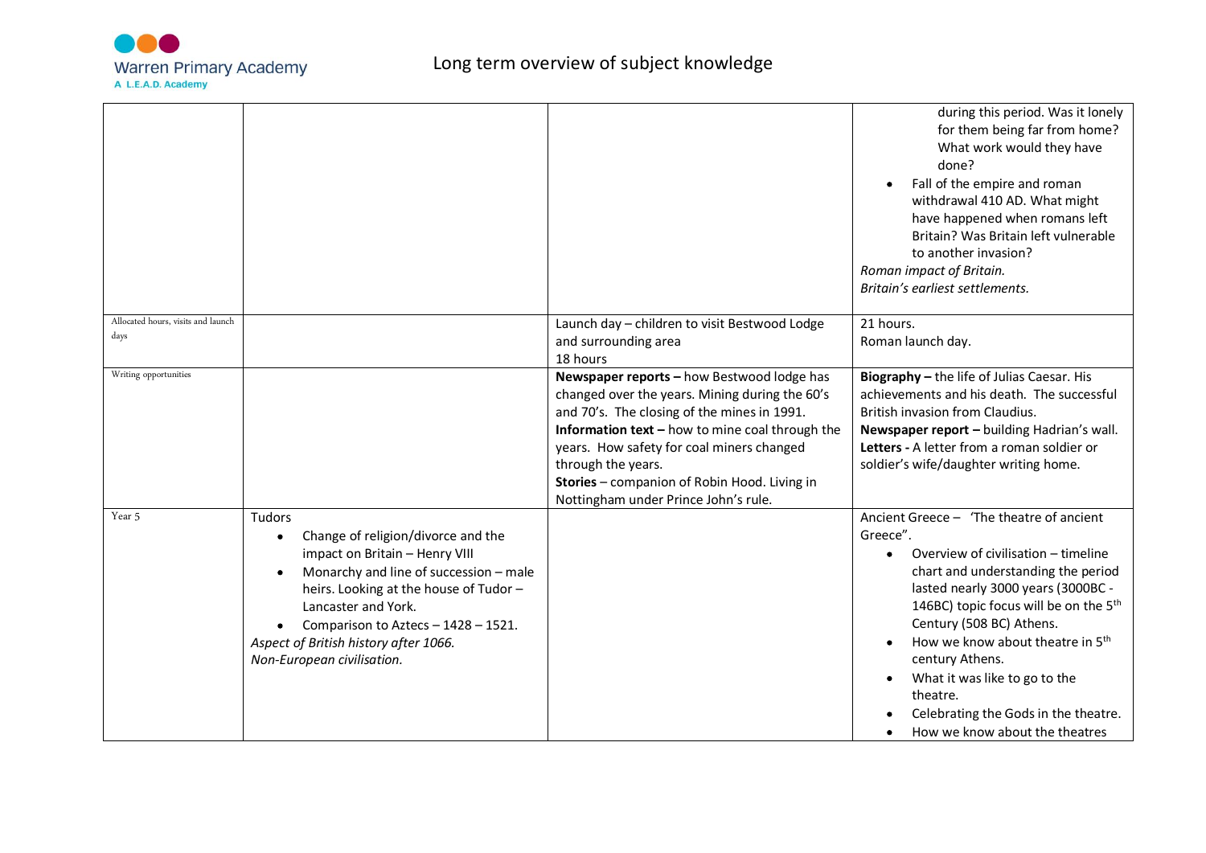# Long term overview of subject knowledge

| | | | |
|---|---|---|---|
| | | | during this period. Was it lonely for them being far from home? What work would they have done?<br>• Fall of the empire and roman withdrawal 410 AD. What might have happened when romans left Britain? Was Britain left vulnerable to another invasion?<br>*Roman impact of Britain.*<br>*Britain's earliest settlements.* |
| Allocated hours, visits and launch days | | Launch day – children to visit Bestwood Lodge and surrounding area<br>18 hours | 21 hours.<br>Roman launch day. |
| Writing opportunities | | **Newspaper reports –** how Bestwood lodge has changed over the years. Mining during the 60's and 70's. The closing of the mines in 1991.<br>**Information text –** how to mine coal through the years. How safety for coal miners changed through the years.<br>**Stories** – companion of Robin Hood. Living in Nottingham under Prince John's rule. | **Biography –** the life of Julias Caesar. His achievements and his death. The successful British invasion from Claudius.<br>**Newspaper report –** building Hadrian's wall.<br>**Letters -** A letter from a roman soldier or soldier's wife/daughter writing home. |
| Year 5 | Tudors<br>• Change of religion/divorce and the impact on Britain – Henry VIII<br>• Monarchy and line of succession – male heirs. Looking at the house of Tudor – Lancaster and York.<br>• Comparison to Aztecs – 1428 – 1521.<br>*Aspect of British history after 1066.*<br>*Non-European civilisation.* | | Ancient Greece – 'The theatre of ancient Greece".<br>• Overview of civilisation – timeline chart and understanding the period lasted nearly 3000 years (3000BC - 146BC) topic focus will be on the 5th Century (508 BC) Athens.<br>• How we know about theatre in 5th century Athens.<br>• What it was like to go to the theatre.<br>• Celebrating the Gods in the theatre.<br>• How we know about the theatres |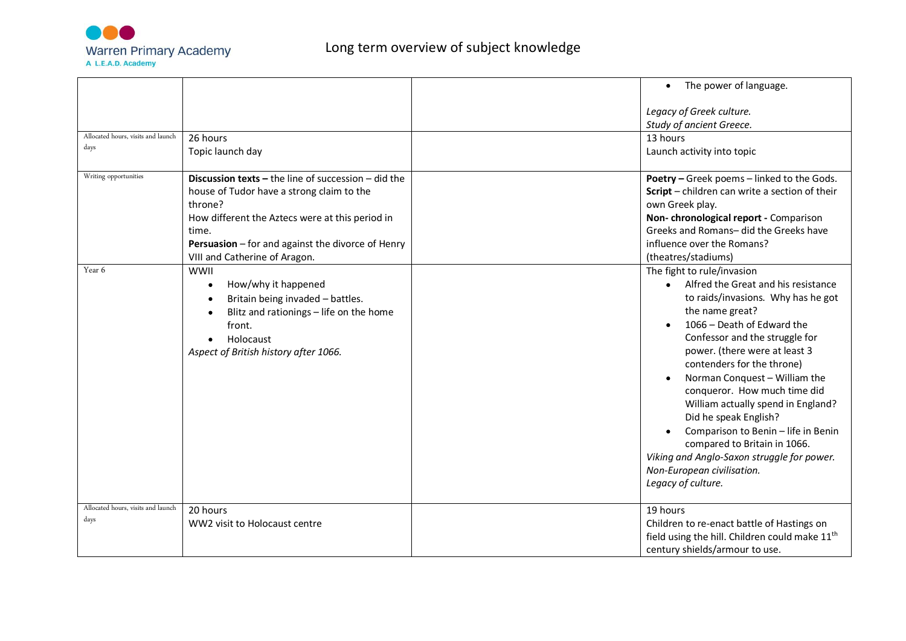| | | | |
|---|---|---|---|
| | | | • The power of language.<br><br>*Legacy of Greek culture.*<br>*Study of ancient Greece.* |
| Allocated hours, visits and launch days | 26 hours<br>Topic launch day | | 13 hours<br>Launch activity into topic |
| Writing opportunities | **Discussion texts –** the line of succession – did the house of Tudor have a strong claim to the throne?<br>How different the Aztecs were at this period in time.<br>**Persuasion** – for and against the divorce of Henry VIII and Catherine of Aragon. | | **Poetry –** Greek poems – linked to the Gods.<br>**Script** – children can write a section of their own Greek play.<br>**Non- chronological report -** Comparison Greeks and Romans– did the Greeks have influence over the Romans? (theatres/stadiums) |
| Year 6 | WWII<br>• How/why it happened<br>• Britain being invaded – battles.<br>• Blitz and rationings – life on the home front.<br>• Holocaust<br>*Aspect of British history after 1066.* | | The fight to rule/invasion<br>• Alfred the Great and his resistance to raids/invasions. Why has he got the name great?<br>• 1066 – Death of Edward the Confessor and the struggle for power. (there were at least 3 contenders for the throne)<br>• Norman Conquest – William the conqueror. How much time did William actually spend in England? Did he speak English?<br>• Comparison to Benin – life in Benin compared to Britain in 1066.<br>*Viking and Anglo-Saxon struggle for power.*<br>*Non-European civilisation.*<br>*Legacy of culture.* |
| Allocated hours, visits and launch days | 20 hours<br>WW2 visit to Holocaust centre | | 19 hours<br>Children to re-enact battle of Hastings on field using the hill. Children could make 11th century shields/armour to use. |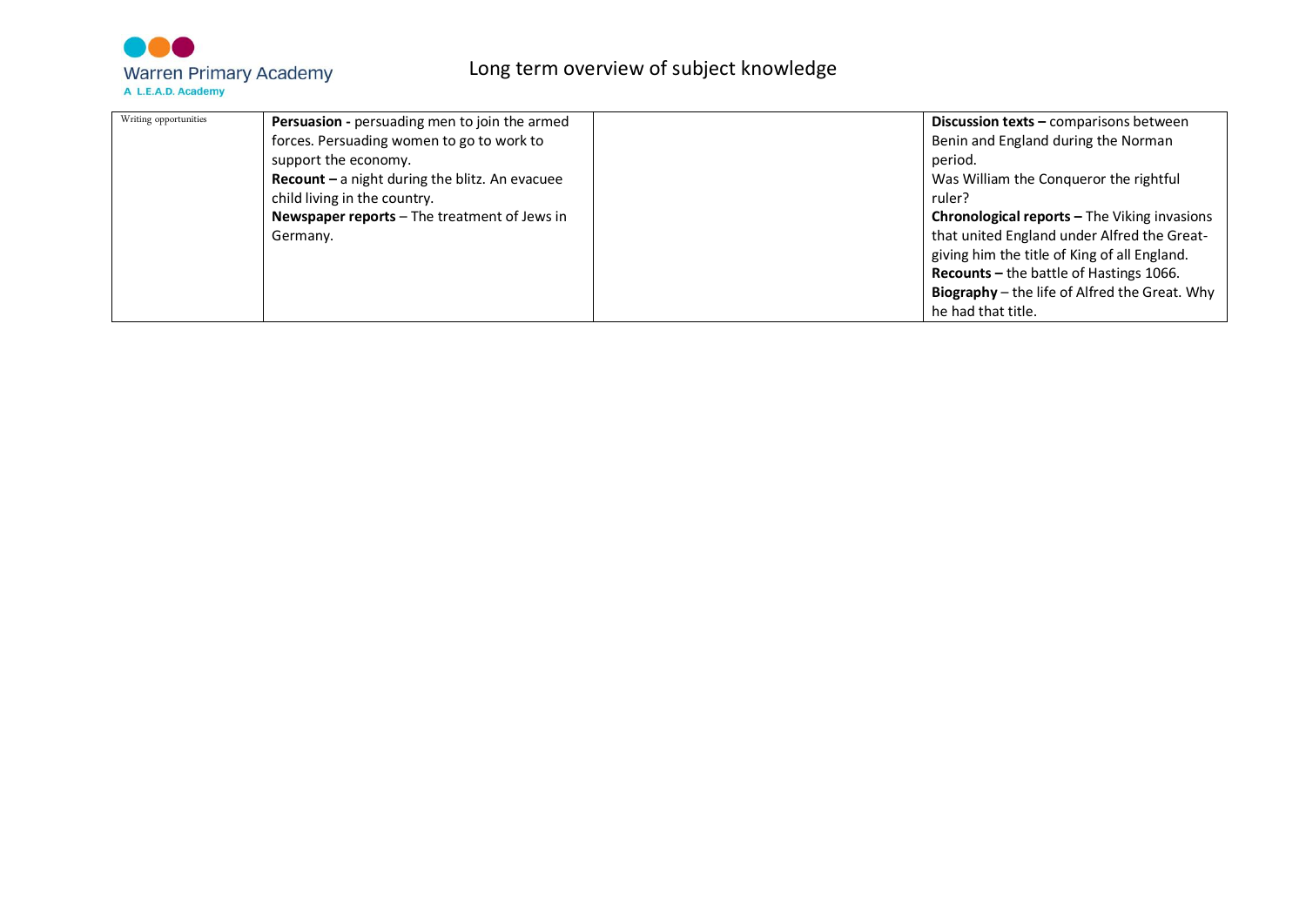| | | | |
|---|---|---|---|
| Writing opportunities | **Persuasion -** persuading men to join the armed forces. Persuading women to go to work to support the economy.<br>**Recount –** a night during the blitz. An evacuee child living in the country.<br>**Newspaper reports** – The treatment of Jews in Germany. | | **Discussion texts –** comparisons between Benin and England during the Norman period.<br>Was William the Conqueror the rightful ruler?<br>**Chronological reports –** The Viking invasions that united England under Alfred the Great- giving him the title of King of all England.<br>**Recounts –** the battle of Hastings 1066.<br>**Biography** – the life of Alfred the Great. Why he had that title. |